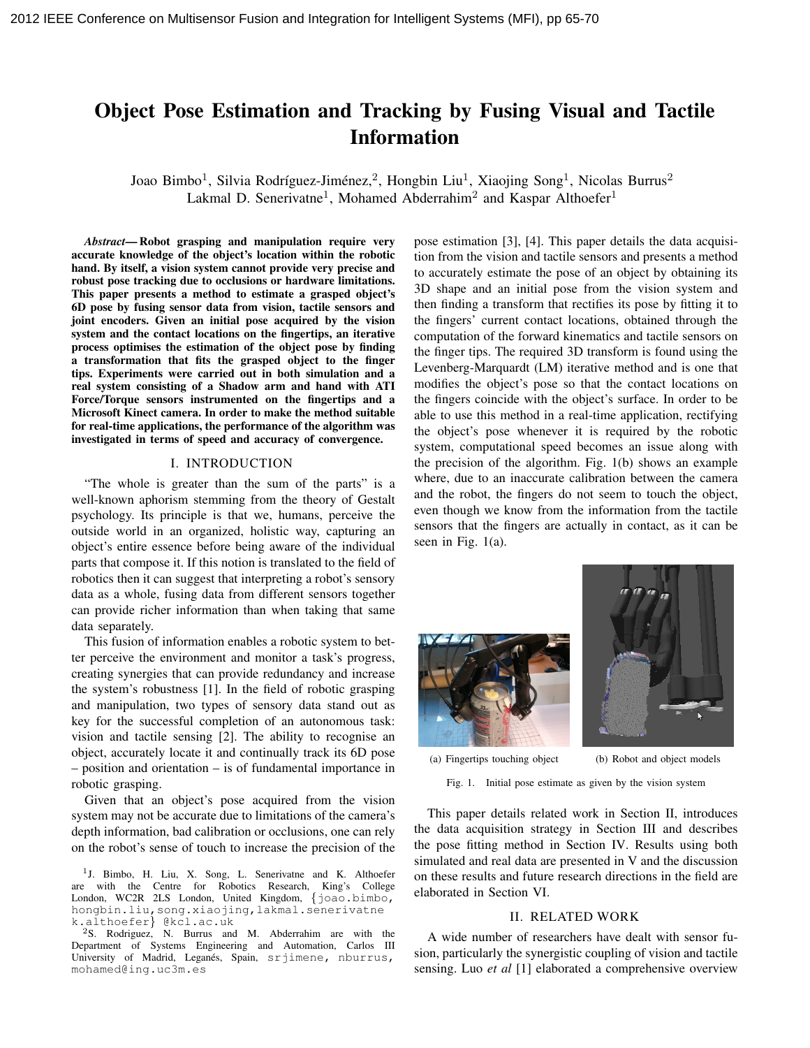# Object Pose Estimation and Tracking by Fusing Visual and Tactile Information

Joao Bimbo[1], Silvia Rodríguez-Jiménez,[2], Hongbin Liu[1], Xiaojing Song[1], Nicolas Burrus[2]
Lakmal D. Senerivatne[1], Mohamed Abderrahim[2] and Kaspar Althoefer[1]

***Abstract*— Robot grasping and manipulation require very accurate knowledge of the object's location within the robotic hand. By itself, a vision system cannot provide very precise and robust pose tracking due to occlusions or hardware limitations. This paper presents a method to estimate a grasped object's 6D pose by fusing sensor data from vision, tactile sensors and joint encoders. Given an initial pose acquired by the vision system and the contact locations on the fingertips, an iterative process optimises the estimation of the object pose by finding a transformation that fits the grasped object to the finger tips. Experiments were carried out in both simulation and a real system consisting of a Shadow arm and hand with ATI Force/Torque sensors instrumented on the fingertips and a Microsoft Kinect camera. In order to make the method suitable for real-time applications, the performance of the algorithm was investigated in terms of speed and accuracy of convergence.**

## I. INTRODUCTION

"The whole is greater than the sum of the parts" is a well-known aphorism stemming from the theory of Gestalt psychology. Its principle is that we, humans, perceive the outside world in an organized, holistic way, capturing an object's entire essence before being aware of the individual parts that compose it. If this notion is translated to the field of robotics then it can suggest that interpreting a robot's sensory data as a whole, fusing data from different sensors together can provide richer information than when taking that same data separately.

This fusion of information enables a robotic system to better perceive the environment and monitor a task's progress, creating synergies that can provide redundancy and increase the system's robustness [1]. In the field of robotic grasping and manipulation, two types of sensory data stand out as key for the successful completion of an autonomous task: vision and tactile sensing [2]. The ability to recognise an object, accurately locate it and continually track its 6D pose – position and orientation – is of fundamental importance in robotic grasping.

Given that an object's pose acquired from the vision system may not be accurate due to limitations of the camera's depth information, bad calibration or occlusions, one can rely on the robot's sense of touch to increase the precision of the pose estimation [3], [4]. This paper details the data acquisition from the vision and tactile sensors and presents a method to accurately estimate the pose of an object by obtaining its 3D shape and an initial pose from the vision system and then finding a transform that rectifies its pose by fitting it to the fingers' current contact locations, obtained through the computation of the forward kinematics and tactile sensors on the finger tips. The required 3D transform is found using the Levenberg-Marquardt (LM) iterative method and is one that modifies the object's pose so that the contact locations on the fingers coincide with the object's surface. In order to be able to use this method in a real-time application, rectifying the object's pose whenever it is required by the robotic system, computational speed becomes an issue along with the precision of the algorithm. Fig. 1(b) shows an example where, due to an inaccurate calibration between the camera and the robot, the fingers do not seem to touch the object, even though we know from the information from the tactile sensors that the fingers are actually in contact, as it can be seen in Fig. 1(a).

(a) Fingertips touching object

(b) Robot and object models

Fig. 1. Initial pose estimate as given by the vision system

This paper details related work in Section II, introduces the data acquisition strategy in Section III and describes the pose fitting method in Section IV. Results using both simulated and real data are presented in V and the discussion on these results and future research directions in the field are elaborated in Section VI.

## II. RELATED WORK

A wide number of researchers have dealt with sensor fusion, particularly the synergistic coupling of vision and tactile sensing. Luo *et al* [1] elaborated a comprehensive overview

---

[1]J. Bimbo, H. Liu, X. Song, L. Senerivatne and K. Althoefer are with the Centre for Robotics Research, King's College London, WC2R 2LS London, United Kingdom, {joao.bimbo, hongbin.liu,song.xiaojing,lakmal.senerivatne k.althoefer} @kcl.ac.uk

[2]S. Rodriguez, N. Burrus and M. Abderrahim are with the Department of Systems Engineering and Automation, Carlos III University of Madrid, Leganés, Spain, srjimene, nburrus, mohamed@ing.uc3m.es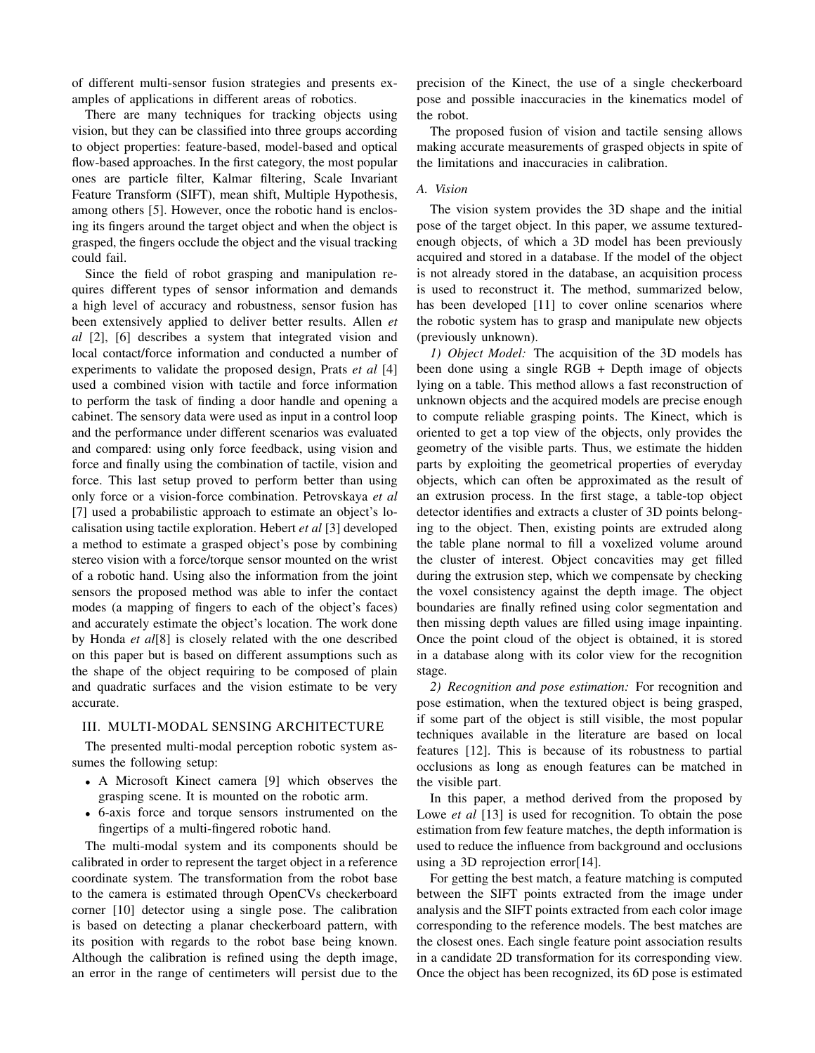of different multi-sensor fusion strategies and presents examples of applications in different areas of robotics.

There are many techniques for tracking objects using vision, but they can be classified into three groups according to object properties: feature-based, model-based and optical flow-based approaches. In the first category, the most popular ones are particle filter, Kalmar filtering, Scale Invariant Feature Transform (SIFT), mean shift, Multiple Hypothesis, among others [5]. However, once the robotic hand is enclosing its fingers around the target object and when the object is grasped, the fingers occlude the object and the visual tracking could fail.

Since the field of robot grasping and manipulation requires different types of sensor information and demands a high level of accuracy and robustness, sensor fusion has been extensively applied to deliver better results. Allen *et al* [2], [6] describes a system that integrated vision and local contact/force information and conducted a number of experiments to validate the proposed design, Prats *et al* [4] used a combined vision with tactile and force information to perform the task of finding a door handle and opening a cabinet. The sensory data were used as input in a control loop and the performance under different scenarios was evaluated and compared: using only force feedback, using vision and force and finally using the combination of tactile, vision and force. This last setup proved to perform better than using only force or a vision-force combination. Petrovskaya *et al* [7] used a probabilistic approach to estimate an object's localisation using tactile exploration. Hebert *et al* [3] developed a method to estimate a grasped object's pose by combining stereo vision with a force/torque sensor mounted on the wrist of a robotic hand. Using also the information from the joint sensors the proposed method was able to infer the contact modes (a mapping of fingers to each of the object's faces) and accurately estimate the object's location. The work done by Honda *et al*[8] is closely related with the one described on this paper but is based on different assumptions such as the shape of the object requiring to be composed of plain and quadratic surfaces and the vision estimate to be very accurate.

## III. MULTI-MODAL SENSING ARCHITECTURE

The presented multi-modal perception robotic system assumes the following setup:

- A Microsoft Kinect camera [9] which observes the grasping scene. It is mounted on the robotic arm.
- 6-axis force and torque sensors instrumented on the fingertips of a multi-fingered robotic hand.

The multi-modal system and its components should be calibrated in order to represent the target object in a reference coordinate system. The transformation from the robot base to the camera is estimated through OpenCVs checkerboard corner [10] detector using a single pose. The calibration is based on detecting a planar checkerboard pattern, with its position with regards to the robot base being known. Although the calibration is refined using the depth image, an error in the range of centimeters will persist due to the precision of the Kinect, the use of a single checkerboard pose and possible inaccuracies in the kinematics model of the robot.

The proposed fusion of vision and tactile sensing allows making accurate measurements of grasped objects in spite of the limitations and inaccuracies in calibration.

### A. Vision

The vision system provides the 3D shape and the initial pose of the target object. In this paper, we assume textured-enough objects, of which a 3D model has been previously acquired and stored in a database. If the model of the object is not already stored in the database, an acquisition process is used to reconstruct it. The method, summarized below, has been developed [11] to cover online scenarios where the robotic system has to grasp and manipulate new objects (previously unknown).

*1) Object Model:* The acquisition of the 3D models has been done using a single RGB + Depth image of objects lying on a table. This method allows a fast reconstruction of unknown objects and the acquired models are precise enough to compute reliable grasping points. The Kinect, which is oriented to get a top view of the objects, only provides the geometry of the visible parts. Thus, we estimate the hidden parts by exploiting the geometrical properties of everyday objects, which can often be approximated as the result of an extrusion process. In the first stage, a table-top object detector identifies and extracts a cluster of 3D points belonging to the object. Then, existing points are extruded along the table plane normal to fill a voxelized volume around the cluster of interest. Object concavities may get filled during the extrusion step, which we compensate by checking the voxel consistency against the depth image. The object boundaries are finally refined using color segmentation and then missing depth values are filled using image inpainting. Once the point cloud of the object is obtained, it is stored in a database along with its color view for the recognition stage.

*2) Recognition and pose estimation:* For recognition and pose estimation, when the textured object is being grasped, if some part of the object is still visible, the most popular techniques available in the literature are based on local features [12]. This is because of its robustness to partial occlusions as long as enough features can be matched in the visible part.

In this paper, a method derived from the proposed by Lowe *et al* [13] is used for recognition. To obtain the pose estimation from few feature matches, the depth information is used to reduce the influence from background and occlusions using a 3D reprojection error[14].

For getting the best match, a feature matching is computed between the SIFT points extracted from the image under analysis and the SIFT points extracted from each color image corresponding to the reference models. The best matches are the closest ones. Each single feature point association results in a candidate 2D transformation for its corresponding view. Once the object has been recognized, its 6D pose is estimated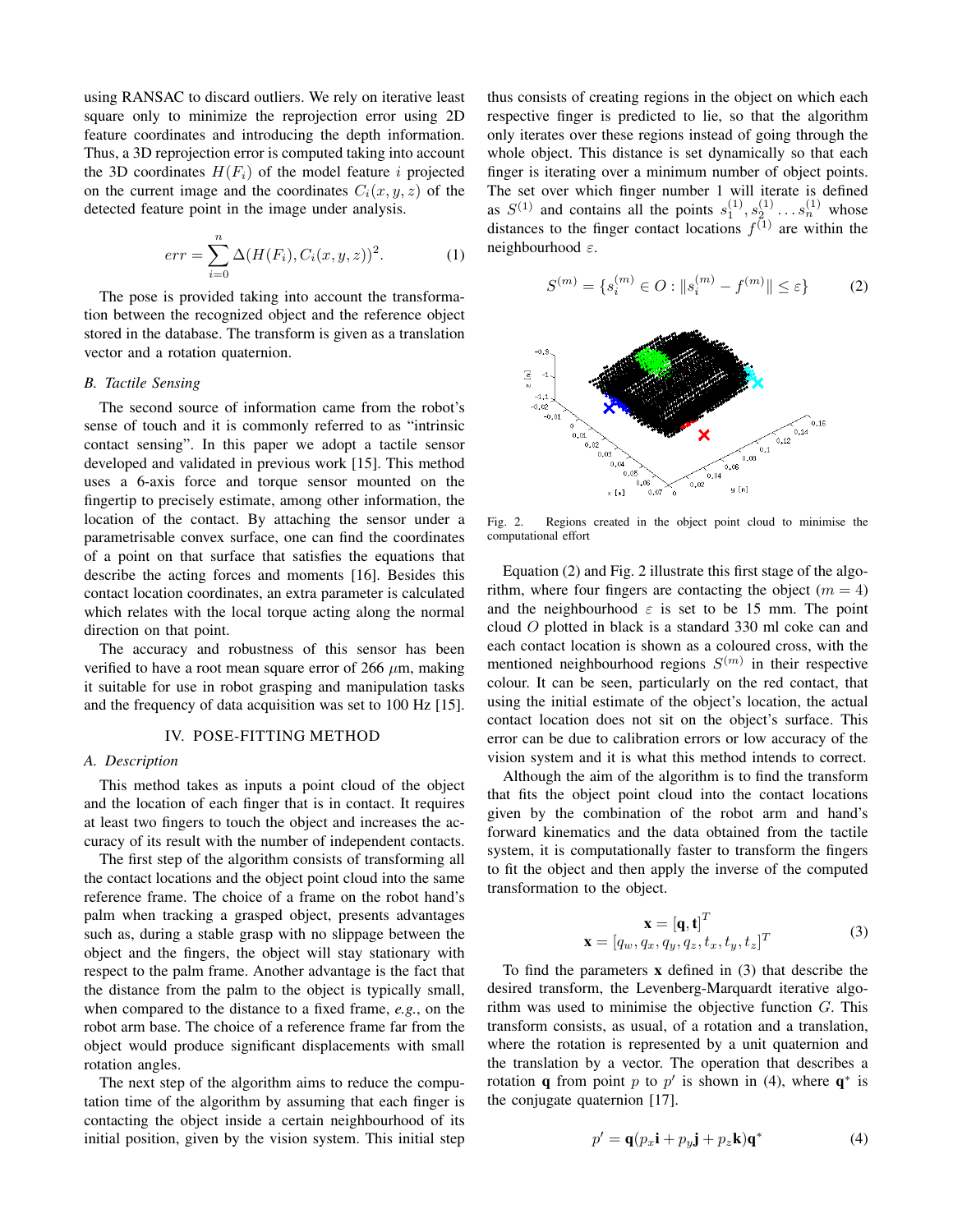using RANSAC to discard outliers. We rely on iterative least square only to minimize the reprojection error using 2D feature coordinates and introducing the depth information. Thus, a 3D reprojection error is computed taking into account the 3D coordinates $H(F_i)$ of the model feature $i$ projected on the current image and the coordinates $C_i(x, y, z)$ of the detected feature point in the image under analysis.

$$err = \sum_{i=0}^{n} \Delta(H(F_i), C_i(x, y, z))^2. \quad (1)$$

The pose is provided taking into account the transformation between the recognized object and the reference object stored in the database. The transform is given as a translation vector and a rotation quaternion.

### *B. Tactile Sensing*

The second source of information came from the robot's sense of touch and it is commonly referred to as "intrinsic contact sensing". In this paper we adopt a tactile sensor developed and validated in previous work [15]. This method uses a 6-axis force and torque sensor mounted on the fingertip to precisely estimate, among other information, the location of the contact. By attaching the sensor under a parametrisable convex surface, one can find the coordinates of a point on that surface that satisfies the equations that describe the acting forces and moments [16]. Besides this contact location coordinates, an extra parameter is calculated which relates with the local torque acting along the normal direction on that point.

The accuracy and robustness of this sensor has been verified to have a root mean square error of 266 $\mu$m, making it suitable for use in robot grasping and manipulation tasks and the frequency of data acquisition was set to 100 Hz [15].

## IV. POSE-FITTING METHOD

### *A. Description*

This method takes as inputs a point cloud of the object and the location of each finger that is in contact. It requires at least two fingers to touch the object and increases the accuracy of its result with the number of independent contacts.

The first step of the algorithm consists of transforming all the contact locations and the object point cloud into the same reference frame. The choice of a frame on the robot hand's palm when tracking a grasped object, presents advantages such as, during a stable grasp with no slippage between the object and the fingers, the object will stay stationary with respect to the palm frame. Another advantage is the fact that the distance from the palm to the object is typically small, when compared to the distance to a fixed frame, *e.g.*, on the robot arm base. The choice of a reference frame far from the object would produce significant displacements with small rotation angles.

The next step of the algorithm aims to reduce the computation time of the algorithm by assuming that each finger is contacting the object inside a certain neighbourhood of its initial position, given by the vision system. This initial step thus consists of creating regions in the object on which each respective finger is predicted to lie, so that the algorithm only iterates over these regions instead of going through the whole object. This distance is set dynamically so that each finger is iterating over a minimum number of object points. The set over which finger number 1 will iterate is defined as $S^{(1)}$ and contains all the points $s_1^{(1)}, s_2^{(1)} \ldots s_n^{(1)}$ whose distances to the finger contact locations $f^{(1)}$ are within the neighbourhood $\varepsilon$.

$$S^{(m)} = \{s_i^{(m)} \in O : \|s_i^{(m)} - f^{(m)}\| \leq \varepsilon\} \quad (2)$$

Fig. 2. Regions created in the object point cloud to minimise the computational effort

Equation (2) and Fig. 2 illustrate this first stage of the algorithm, where four fingers are contacting the object ($m = 4$) and the neighbourhood $\varepsilon$ is set to be 15 mm. The point cloud $O$ plotted in black is a standard 330 ml coke can and each contact location is shown as a coloured cross, with the mentioned neighbourhood regions $S^{(m)}$ in their respective colour. It can be seen, particularly on the red contact, that using the initial estimate of the object's location, the actual contact location does not sit on the object's surface. This error can be due to calibration errors or low accuracy of the vision system and it is what this method intends to correct.

Although the aim of the algorithm is to find the transform that fits the object point cloud into the contact locations given by the combination of the robot arm and hand's forward kinematics and the data obtained from the tactile system, it is computationally faster to transform the fingers to fit the object and then apply the inverse of the computed transformation to the object.

$$\begin{gathered} \mathbf{x} = [\mathbf{q}, \mathbf{t}]^T \\ \mathbf{x} = [q_w, q_x, q_y, q_z, t_x, t_y, t_z]^T \end{gathered} \quad (3)$$

To find the parameters $\mathbf{x}$ defined in (3) that describe the desired transform, the Levenberg-Marquardt iterative algorithm was used to minimise the objective function $G$. This transform consists, as usual, of a rotation and a translation, where the rotation is represented by a unit quaternion and the translation by a vector. The operation that describes a rotation $\mathbf{q}$ from point $p$ to $p'$ is shown in (4), where $\mathbf{q}^*$ is the conjugate quaternion [17].

$$p' = \mathbf{q}(p_x\mathbf{i} + p_y\mathbf{j} + p_z\mathbf{k})\mathbf{q}^* \quad (4)$$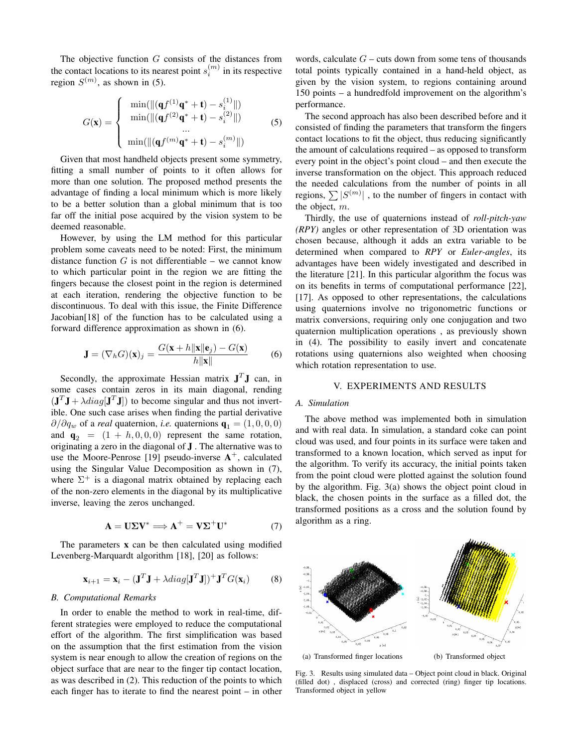The objective function $G$ consists of the distances from the contact locations to its nearest point $s_i^{(m)}$ in its respective region $S^{(m)}$, as shown in (5).

$$G(\mathbf{x}) = \begin{cases} \min(\|(\mathbf{q}f^{(1)}\mathbf{q}^* + \mathbf{t}) - s_i^{(1)}\|) \\ \min(\|(\mathbf{q}f^{(2)}\mathbf{q}^* + \mathbf{t}) - s_i^{(2)}\|) \\ \cdots \\ \min(\|(\mathbf{q}f^{(m)}\mathbf{q}^* + \mathbf{t}) - s_i^{(m)}\|) \end{cases} \tag{5}$$

Given that most handheld objects present some symmetry, fitting a small number of points to it often allows for more than one solution. The proposed method presents the advantage of finding a local minimum which is more likely to be a better solution than a global minimum that is too far off the initial pose acquired by the vision system to be deemed reasonable.

However, by using the LM method for this particular problem some caveats need to be noted: First, the minimum distance function $G$ is not differentiable – we cannot know to which particular point in the region we are fitting the fingers because the closest point in the region is determined at each iteration, rendering the objective function to be discontinuous. To deal with this issue, the Finite Difference Jacobian[18] of the function has to be calculated using a forward difference approximation as shown in (6).

$$\mathbf{J} = (\nabla_h G)(\mathbf{x})_j = \frac{G(\mathbf{x} + h\|\mathbf{x}\|\mathbf{e}_j) - G(\mathbf{x})}{h\|\mathbf{x}\|} \tag{6}$$

Secondly, the approximate Hessian matrix $\mathbf{J}^T\mathbf{J}$ can, in some cases contain zeros in its main diagonal, rending $(\mathbf{J}^T\mathbf{J} + \lambda diag[\mathbf{J}^T\mathbf{J}])$ to become singular and thus not invertible. One such case arises when finding the partial derivative $\partial/\partial q_w$ of a *real* quaternion, *i.e.* quaternions $\mathbf{q}_1 = (1, 0, 0, 0)$ and $\mathbf{q}_2 = (1 + h, 0, 0, 0)$ represent the same rotation, originating a zero in the diagonal of $\mathbf{J}$ . The alternative was to use the Moore-Penrose [19] pseudo-inverse $\mathbf{A}^+$, calculated using the Singular Value Decomposition as shown in (7), where $\Sigma^+$ is a diagonal matrix obtained by replacing each of the non-zero elements in the diagonal by its multiplicative inverse, leaving the zeros unchanged.

$$\mathbf{A} = \mathbf{U}\mathbf{\Sigma}\mathbf{V}^* \Longrightarrow \mathbf{A}^+ = \mathbf{V}\mathbf{\Sigma}^+\mathbf{U}^* \tag{7}$$

The parameters $\mathbf{x}$ can be then calculated using modified Levenberg-Marquardt algorithm [18], [20] as follows:

$$\mathbf{x}_{i+1} = \mathbf{x}_i - (\mathbf{J}^T\mathbf{J} + \lambda diag[\mathbf{J}^T\mathbf{J}])^+\mathbf{J}^T G(\mathbf{x}_i) \tag{8}$$

### B. Computational Remarks

In order to enable the method to work in real-time, different strategies were employed to reduce the computational effort of the algorithm. The first simplification was based on the assumption that the first estimation from the vision system is near enough to allow the creation of regions on the object surface that are near to the finger tip contact location, as was described in (2). This reduction of the points to which each finger has to iterate to find the nearest point – in other words, calculate $G$ – cuts down from some tens of thousands total points typically contained in a hand-held object, as given by the vision system, to regions containing around 150 points – a hundredfold improvement on the algorithm's performance.

The second approach has also been described before and it consisted of finding the parameters that transform the fingers contact locations to fit the object, thus reducing significantly the amount of calculations required – as opposed to transform every point in the object's point cloud – and then execute the inverse transformation on the object. This approach reduced the needed calculations from the number of points in all regions, $\sum|S^{(m)}|$ , to the number of fingers in contact with the object, $m$.

Thirdly, the use of quaternions instead of *roll-pitch-yaw (RPY)* angles or other representation of 3D orientation was chosen because, although it adds an extra variable to be determined when compared to *RPY* or *Euler-angles*, its advantages have been widely investigated and described in the literature [21]. In this particular algorithm the focus was on its benefits in terms of computational performance [22], [17]. As opposed to other representations, the calculations using quaternions involve no trigonometric functions or matrix conversions, requiring only one conjugation and two quaternion multiplication operations , as previously shown in (4). The possibility to easily invert and concatenate rotations using quaternions also weighted when choosing which rotation representation to use.

## V. EXPERIMENTS AND RESULTS

### A. Simulation

The above method was implemented both in simulation and with real data. In simulation, a standard coke can point cloud was used, and four points in its surface were taken and transformed to a known location, which served as input for the algorithm. To verify its accuracy, the initial points taken from the point cloud were plotted against the solution found by the algorithm. Fig. 3(a) shows the object point cloud in black, the chosen points in the surface as a filled dot, the transformed positions as a cross and the solution found by algorithm as a ring.

(a) Transformed finger locations

(b) Transformed object

Fig. 3. Results using simulated data – Object point cloud in black. Original (filled dot) , displaced (cross) and corrected (ring) finger tip locations. Transformed object in yellow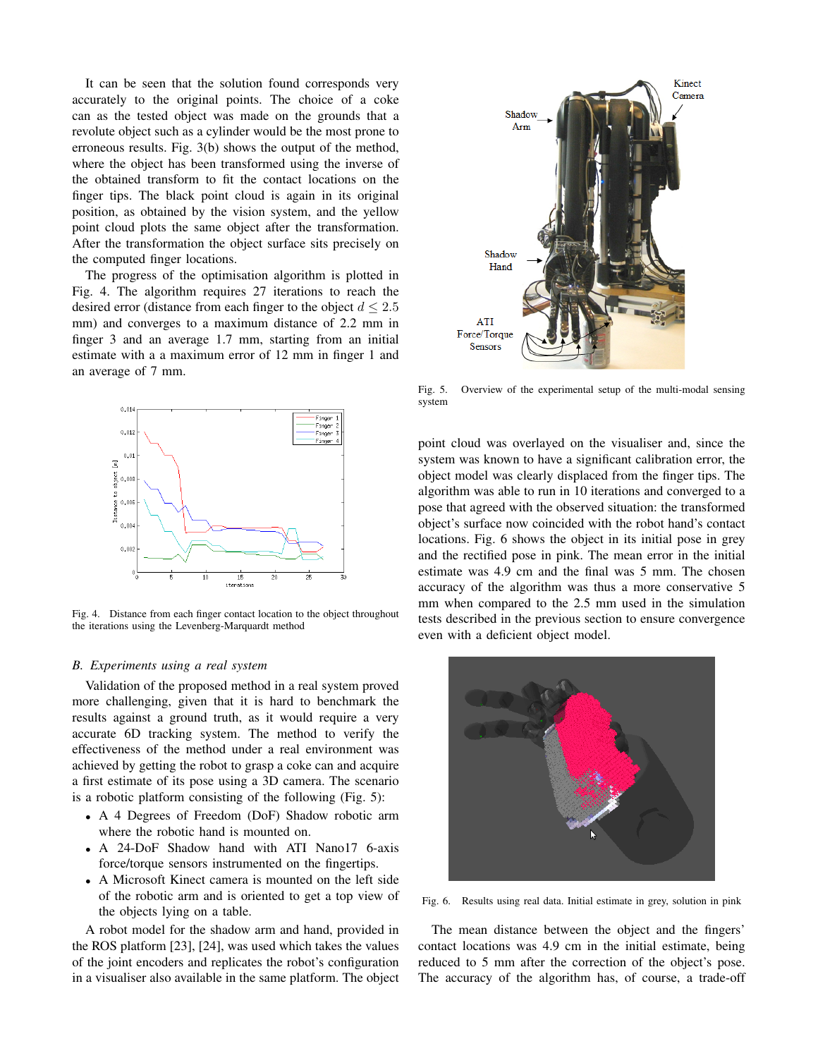It can be seen that the solution found corresponds very accurately to the original points. The choice of a coke can as the tested object was made on the grounds that a revolute object such as a cylinder would be the most prone to erroneous results. Fig. 3(b) shows the output of the method, where the object has been transformed using the inverse of the obtained transform to fit the contact locations on the finger tips. The black point cloud is again in its original position, as obtained by the vision system, and the yellow point cloud plots the same object after the transformation. After the transformation the object surface sits precisely on the computed finger locations.

The progress of the optimisation algorithm is plotted in Fig. 4. The algorithm requires 27 iterations to reach the desired error (distance from each finger to the object $d \leq 2.5$ mm) and converges to a maximum distance of 2.2 mm in finger 3 and an average 1.7 mm, starting from an initial estimate with a a maximum error of 12 mm in finger 1 and an average of 7 mm.

Fig. 4. Distance from each finger contact location to the object throughout the iterations using the Levenberg-Marquardt method

### B. Experiments using a real system

Validation of the proposed method in a real system proved more challenging, given that it is hard to benchmark the results against a ground truth, as it would require a very accurate 6D tracking system. The method to verify the effectiveness of the method under a real environment was achieved by getting the robot to grasp a coke can and acquire a first estimate of its pose using a 3D camera. The scenario is a robotic platform consisting of the following (Fig. 5):

- A 4 Degrees of Freedom (DoF) Shadow robotic arm where the robotic hand is mounted on.
- A 24-DoF Shadow hand with ATI Nano17 6-axis force/torque sensors instrumented on the fingertips.
- A Microsoft Kinect camera is mounted on the left side of the robotic arm and is oriented to get a top view of the objects lying on a table.

A robot model for the shadow arm and hand, provided in the ROS platform [23], [24], was used which takes the values of the joint encoders and replicates the robot's configuration in a visualiser also available in the same platform. The object

Fig. 5. Overview of the experimental setup of the multi-modal sensing system

point cloud was overlayed on the visualiser and, since the system was known to have a significant calibration error, the object model was clearly displaced from the finger tips. The algorithm was able to run in 10 iterations and converged to a pose that agreed with the observed situation: the transformed object's surface now coincided with the robot hand's contact locations. Fig. 6 shows the object in its initial pose in grey and the rectified pose in pink. The mean error in the initial estimate was 4.9 cm and the final was 5 mm. The chosen accuracy of the algorithm was thus a more conservative 5 mm when compared to the 2.5 mm used in the simulation tests described in the previous section to ensure convergence even with a deficient object model.

Fig. 6. Results using real data. Initial estimate in grey, solution in pink

The mean distance between the object and the fingers' contact locations was 4.9 cm in the initial estimate, being reduced to 5 mm after the correction of the object's pose. The accuracy of the algorithm has, of course, a trade-off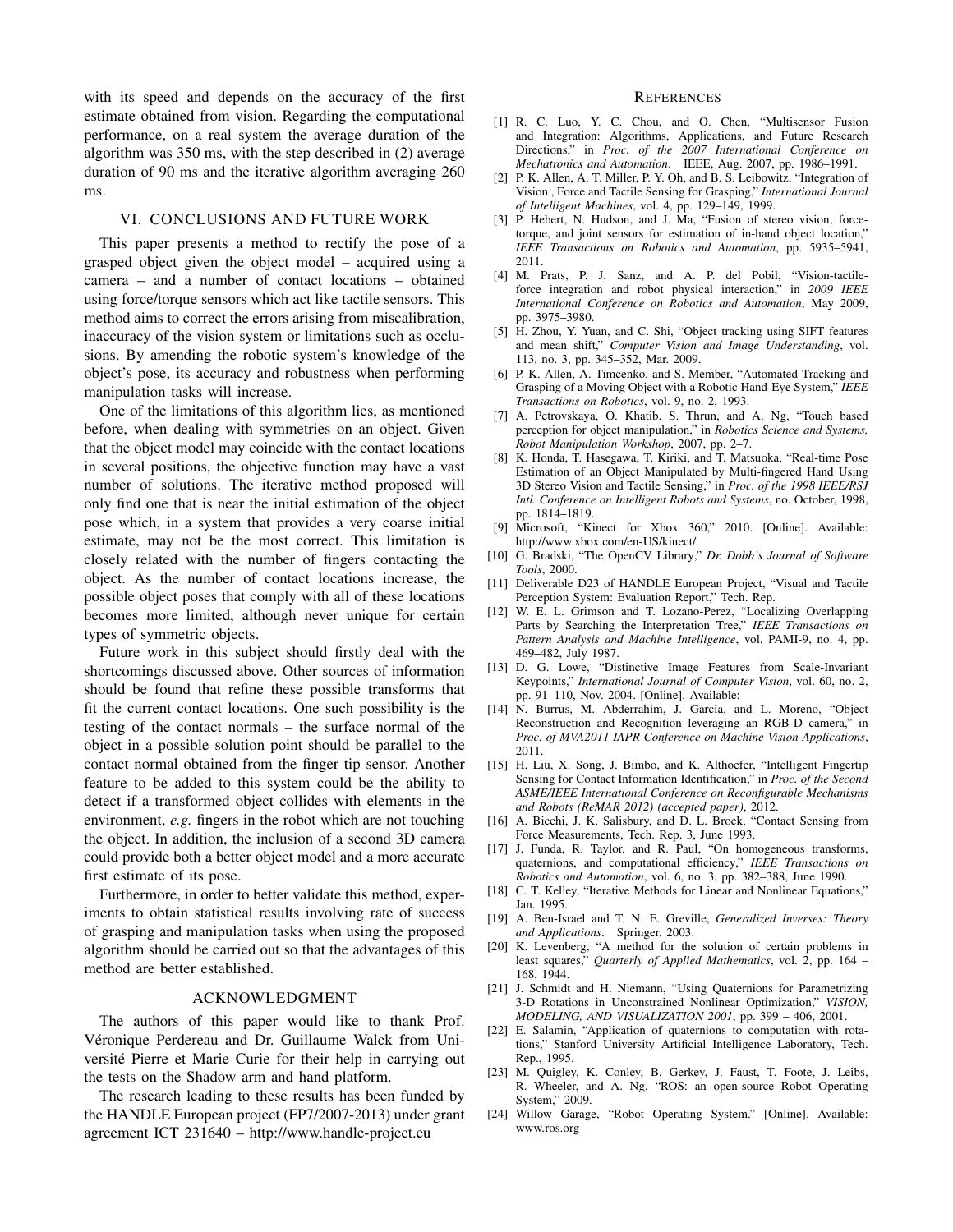with its speed and depends on the accuracy of the first estimate obtained from vision. Regarding the computational performance, on a real system the average duration of the algorithm was 350 ms, with the step described in (2) average duration of 90 ms and the iterative algorithm averaging 260 ms.

## VI. CONCLUSIONS AND FUTURE WORK

This paper presents a method to rectify the pose of a grasped object given the object model – acquired using a camera – and a number of contact locations – obtained using force/torque sensors which act like tactile sensors. This method aims to correct the errors arising from miscalibration, inaccuracy of the vision system or limitations such as occlusions. By amending the robotic system's knowledge of the object's pose, its accuracy and robustness when performing manipulation tasks will increase.

One of the limitations of this algorithm lies, as mentioned before, when dealing with symmetries on an object. Given that the object model may coincide with the contact locations in several positions, the objective function may have a vast number of solutions. The iterative method proposed will only find one that is near the initial estimation of the object pose which, in a system that provides a very coarse initial estimate, may not be the most correct. This limitation is closely related with the number of fingers contacting the object. As the number of contact locations increase, the possible object poses that comply with all of these locations becomes more limited, although never unique for certain types of symmetric objects.

Future work in this subject should firstly deal with the shortcomings discussed above. Other sources of information should be found that refine these possible transforms that fit the current contact locations. One such possibility is the testing of the contact normals – the surface normal of the object in a possible solution point should be parallel to the contact normal obtained from the finger tip sensor. Another feature to be added to this system could be the ability to detect if a transformed object collides with elements in the environment, *e.g.* fingers in the robot which are not touching the object. In addition, the inclusion of a second 3D camera could provide both a better object model and a more accurate first estimate of its pose.

Furthermore, in order to better validate this method, experiments to obtain statistical results involving rate of success of grasping and manipulation tasks when using the proposed algorithm should be carried out so that the advantages of this method are better established.

## ACKNOWLEDGMENT

The authors of this paper would like to thank Prof. Véronique Perdereau and Dr. Guillaume Walck from Université Pierre et Marie Curie for their help in carrying out the tests on the Shadow arm and hand platform.

The research leading to these results has been funded by the HANDLE European project (FP7/2007-2013) under grant agreement ICT 231640 – http://www.handle-project.eu

## REFERENCES

[1] R. C. Luo, Y. C. Chou, and O. Chen, "Multisensor Fusion and Integration: Algorithms, Applications, and Future Research Directions," in *Proc. of the 2007 International Conference on Mechatronics and Automation*. IEEE, Aug. 2007, pp. 1986–1991.

[2] P. K. Allen, A. T. Miller, P. Y. Oh, and B. S. Leibowitz, "Integration of Vision , Force and Tactile Sensing for Grasping," *International Journal of Intelligent Machines*, vol. 4, pp. 129–149, 1999.

[3] P. Hebert, N. Hudson, and J. Ma, "Fusion of stereo vision, force-torque, and joint sensors for estimation of in-hand object location," *IEEE Transactions on Robotics and Automation*, pp. 5935–5941, 2011.

[4] M. Prats, P. J. Sanz, and A. P. del Pobil, "Vision-tactile-force integration and robot physical interaction," in *2009 IEEE International Conference on Robotics and Automation*, May 2009, pp. 3975–3980.

[5] H. Zhou, Y. Yuan, and C. Shi, "Object tracking using SIFT features and mean shift," *Computer Vision and Image Understanding*, vol. 113, no. 3, pp. 345–352, Mar. 2009.

[6] P. K. Allen, A. Timcenko, and S. Member, "Automated Tracking and Grasping of a Moving Object with a Robotic Hand-Eye System," *IEEE Transactions on Robotics*, vol. 9, no. 2, 1993.

[7] A. Petrovskaya, O. Khatib, S. Thrun, and A. Ng, "Touch based perception for object manipulation," in *Robotics Science and Systems, Robot Manipulation Workshop*, 2007, pp. 2–7.

[8] K. Honda, T. Hasegawa, T. Kiriki, and T. Matsuoka, "Real-time Pose Estimation of an Object Manipulated by Multi-fingered Hand Using 3D Stereo Vision and Tactile Sensing," in *Proc. of the 1998 IEEE/RSJ Intl. Conference on Intelligent Robots and Systems*, no. October, 1998, pp. 1814–1819.

[9] Microsoft, "Kinect for Xbox 360," 2010. [Online]. Available: http://www.xbox.com/en-US/kinect/

[10] G. Bradski, "The OpenCV Library," *Dr. Dobb's Journal of Software Tools*, 2000.

[11] Deliverable D23 of HANDLE European Project, "Visual and Tactile Perception System: Evaluation Report," Tech. Rep.

[12] W. E. L. Grimson and T. Lozano-Perez, "Localizing Overlapping Parts by Searching the Interpretation Tree," *IEEE Transactions on Pattern Analysis and Machine Intelligence*, vol. PAMI-9, no. 4, pp. 469–482, July 1987.

[13] D. G. Lowe, "Distinctive Image Features from Scale-Invariant Keypoints," *International Journal of Computer Vision*, vol. 60, no. 2, pp. 91–110, Nov. 2004. [Online]. Available:

[14] N. Burrus, M. Abderrahim, J. Garcia, and L. Moreno, "Object Reconstruction and Recognition leveraging an RGB-D camera," in *Proc. of MVA2011 IAPR Conference on Machine Vision Applications*, 2011.

[15] H. Liu, X. Song, J. Bimbo, and K. Althoefer, "Intelligent Fingertip Sensing for Contact Information Identification," in *Proc. of the Second ASME/IEEE International Conference on Reconfigurable Mechanisms and Robots (ReMAR 2012) (accepted paper)*, 2012.

[16] A. Bicchi, J. K. Salisbury, and D. L. Brock, "Contact Sensing from Force Measurements, Tech. Rep. 3, June 1993.

[17] J. Funda, R. Taylor, and R. Paul, "On homogeneous transforms, quaternions, and computational efficiency," *IEEE Transactions on Robotics and Automation*, vol. 6, no. 3, pp. 382–388, June 1990.

[18] C. T. Kelley, "Iterative Methods for Linear and Nonlinear Equations," Jan. 1995.

[19] A. Ben-Israel and T. N. E. Greville, *Generalized Inverses: Theory and Applications*. Springer, 2003.

[20] K. Levenberg, "A method for the solution of certain problems in least squares," *Quarterly of Applied Mathematics*, vol. 2, pp. 164 – 168, 1944.

[21] J. Schmidt and H. Niemann, "Using Quaternions for Parametrizing 3-D Rotations in Unconstrained Nonlinear Optimization," *VISION, MODELING, AND VISUALIZATION 2001*, pp. 399 – 406, 2001.

[22] E. Salamin, "Application of quaternions to computation with rotations," Stanford University Artificial Intelligence Laboratory, Tech. Rep., 1995.

[23] M. Quigley, K. Conley, B. Gerkey, J. Faust, T. Foote, J. Leibs, R. Wheeler, and A. Ng, "ROS: an open-source Robot Operating System," 2009.

[24] Willow Garage, "Robot Operating System." [Online]. Available: www.ros.org